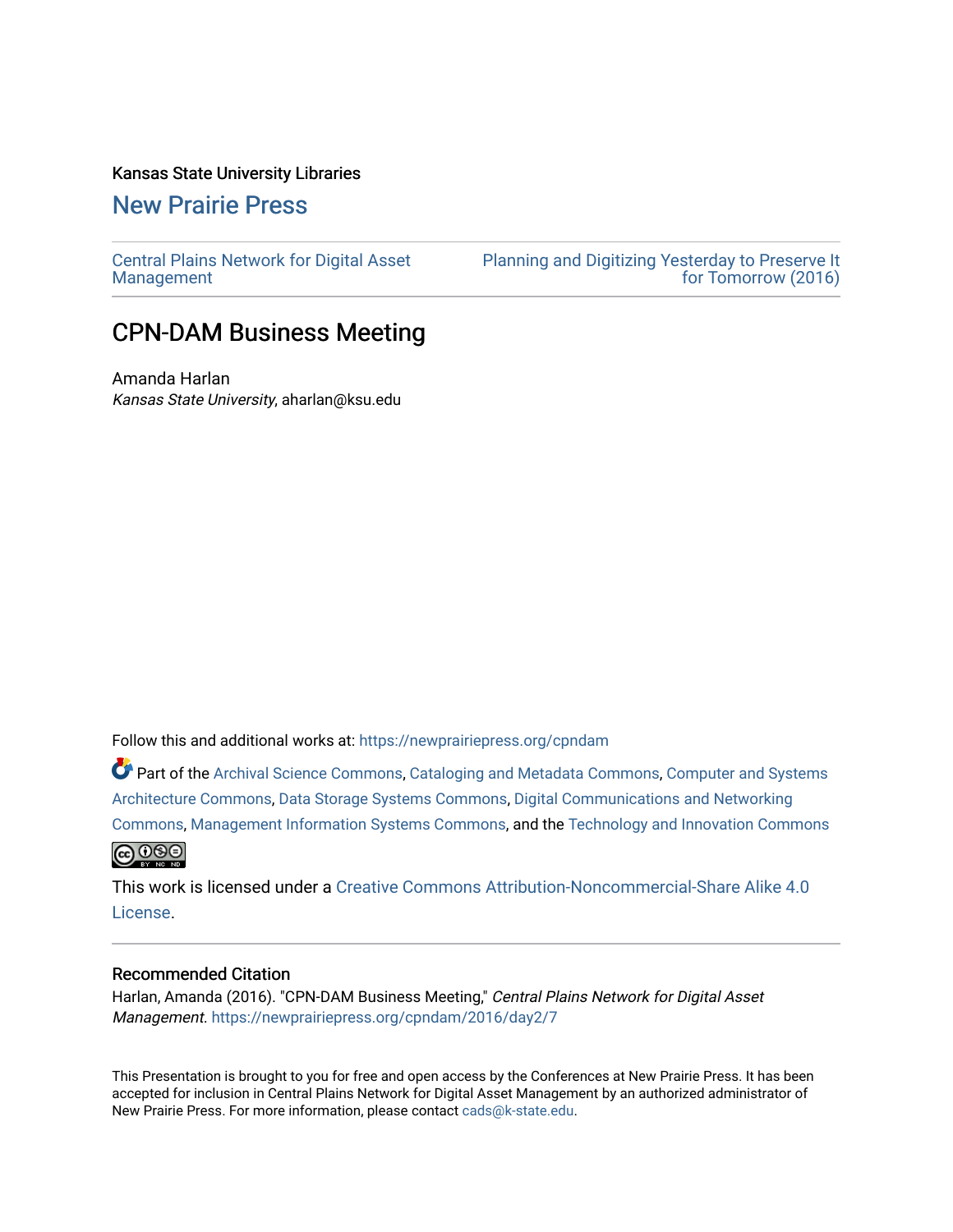Kansas State University Libraries

## New Prairie Press

Central Plains Network for Digital Asset Management

Planning and Digitizing Yesterday to Preserve It for Tomorrow (2016)

# CPN-DAM Business Meeting

Amanda Harlan
*Kansas State University*, aharlan@ksu.edu

Follow this and additional works at: https://newprairiepress.org/cpndam

Part of the Archival Science Commons, Cataloging and Metadata Commons, Computer and Systems Architecture Commons, Data Storage Systems Commons, Digital Communications and Networking Commons, Management Information Systems Commons, and the Technology and Innovation Commons

This work is licensed under a Creative Commons Attribution-Noncommercial-Share Alike 4.0 License.

### Recommended Citation

Harlan, Amanda (2016). "CPN-DAM Business Meeting," *Central Plains Network for Digital Asset Management*. https://newprairiepress.org/cpndam/2016/day2/7

This Presentation is brought to you for free and open access by the Conferences at New Prairie Press. It has been accepted for inclusion in Central Plains Network for Digital Asset Management by an authorized administrator of New Prairie Press. For more information, please contact cads@k-state.edu.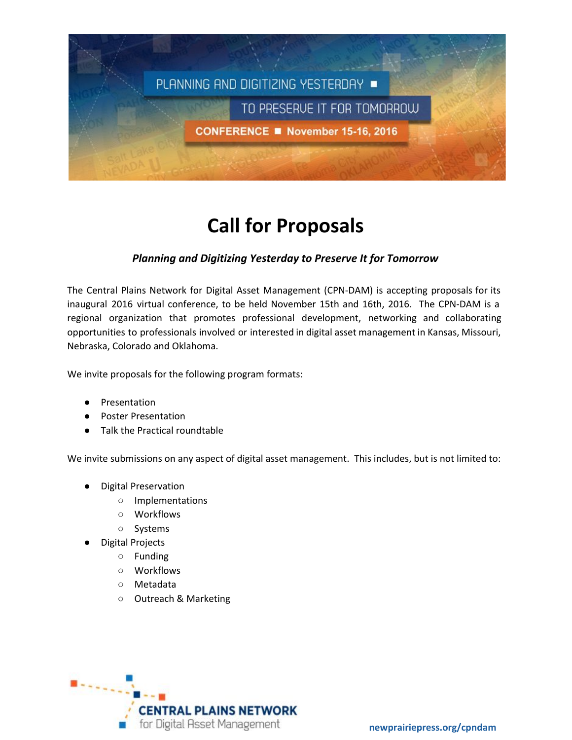# Call for Proposals

***Planning and Digitizing Yesterday to Preserve It for Tomorrow***

The Central Plains Network for Digital Asset Management (CPN-DAM) is accepting proposals for its inaugural 2016 virtual conference, to be held November 15th and 16th, 2016. The CPN-DAM is a regional organization that promotes professional development, networking and collaborating opportunities to professionals involved or interested in digital asset management in Kansas, Missouri, Nebraska, Colorado and Oklahoma.

We invite proposals for the following program formats:

- Presentation
- Poster Presentation
- Talk the Practical roundtable

We invite submissions on any aspect of digital asset management. This includes, but is not limited to:

- Digital Preservation
  - Implementations
  - Workflows
  - Systems
- Digital Projects
  - Funding
  - Workflows
  - Metadata
  - Outreach & Marketing

**newprairiepress.org/cpndam**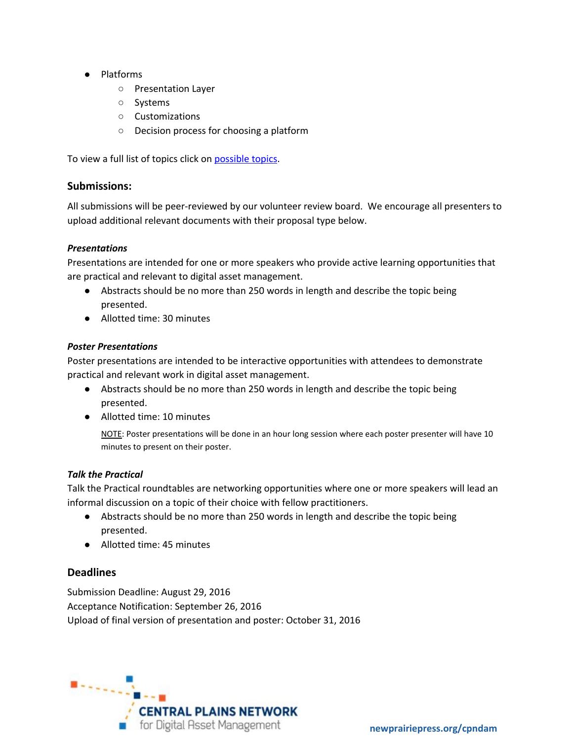- Platforms
    - Presentation Layer
    - Systems
    - Customizations
    - Decision process for choosing a platform

To view a full list of topics click on [possible topics].

## Submissions:

All submissions will be peer-reviewed by our volunteer review board. We encourage all presenters to upload additional relevant documents with their proposal type below.

***Presentations***

Presentations are intended for one or more speakers who provide active learning opportunities that are practical and relevant to digital asset management.

- Abstracts should be no more than 250 words in length and describe the topic being presented.
- Allotted time: 30 minutes

***Poster Presentations***

Poster presentations are intended to be interactive opportunities with attendees to demonstrate practical and relevant work in digital asset management.

- Abstracts should be no more than 250 words in length and describe the topic being presented.
- Allotted time: 10 minutes

  NOTE: Poster presentations will be done in an hour long session where each poster presenter will have 10 minutes to present on their poster.

***Talk the Practical***

Talk the Practical roundtables are networking opportunities where one or more speakers will lead an informal discussion on a topic of their choice with fellow practitioners.

- Abstracts should be no more than 250 words in length and describe the topic being presented.
- Allotted time: 45 minutes

## Deadlines

Submission Deadline: August 29, 2016
Acceptance Notification: September 26, 2016
Upload of final version of presentation and poster: October 31, 2016

CENTRAL PLAINS NETWORK for Digital Asset Management

newprairiepress.org/cpndam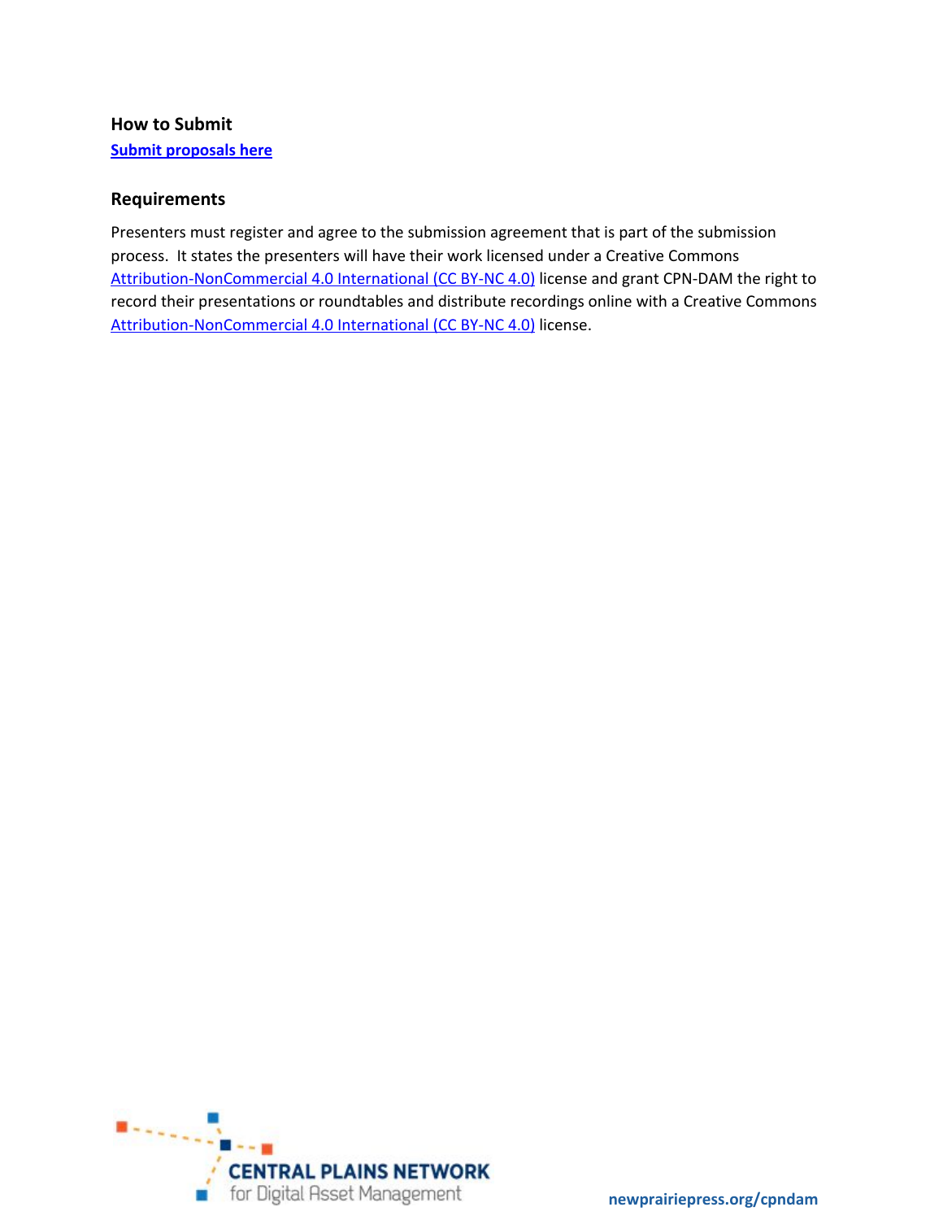### How to Submit

**[Submit proposals here]()**

### Requirements

Presenters must register and agree to the submission agreement that is part of the submission process. It states the presenters will have their work licensed under a Creative Commons [Attribution-NonCommercial 4.0 International (CC BY-NC 4.0)]() license and grant CPN-DAM the right to record their presentations or roundtables and distribute recordings online with a Creative Commons [Attribution-NonCommercial 4.0 International (CC BY-NC 4.0)]() license.